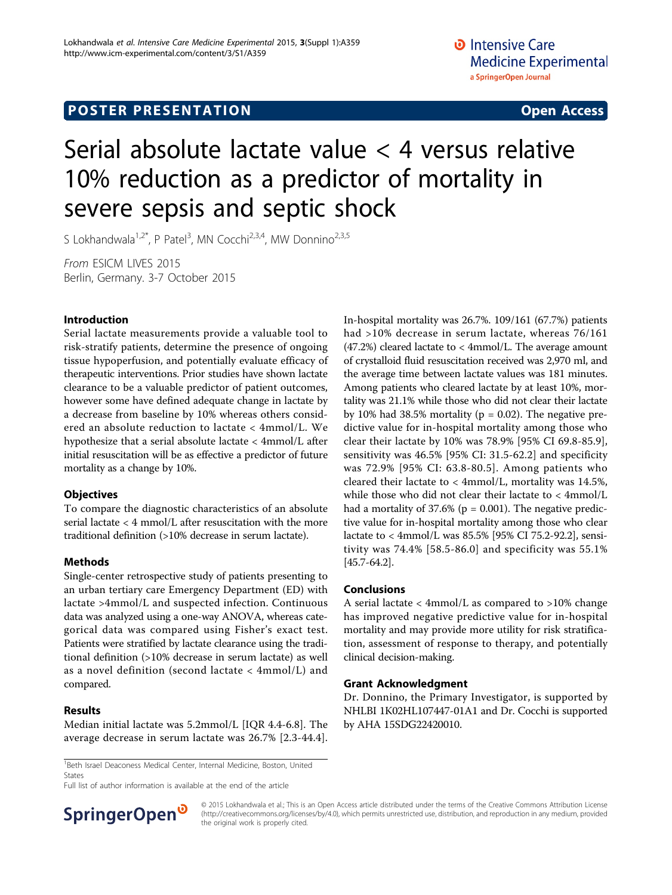POSTER PRESENTATION | Open Access

# Serial absolute lactate value < 4 versus relative 10% reduction as a predictor of mortality in severe sepsis and septic shock

S Lokhandwala[1,2*], P Patel[3], MN Cocchi[2,3,4], MW Donnino[2,3,5]

*From* ESICM LIVES 2015
Berlin, Germany. 3-7 October 2015

## Introduction

Serial lactate measurements provide a valuable tool to risk-stratify patients, determine the presence of ongoing tissue hypoperfusion, and potentially evaluate efficacy of therapeutic interventions. Prior studies have shown lactate clearance to be a valuable predictor of patient outcomes, however some have defined adequate change in lactate by a decrease from baseline by 10% whereas others considered an absolute reduction to lactate < 4mmol/L. We hypothesize that a serial absolute lactate < 4mmol/L after initial resuscitation will be as effective a predictor of future mortality as a change by 10%.

## Objectives

To compare the diagnostic characteristics of an absolute serial lactate < 4 mmol/L after resuscitation with the more traditional definition (>10% decrease in serum lactate).

## Methods

Single-center retrospective study of patients presenting to an urban tertiary care Emergency Department (ED) with lactate >4mmol/L and suspected infection. Continuous data was analyzed using a one-way ANOVA, whereas categorical data was compared using Fisher's exact test. Patients were stratified by lactate clearance using the traditional definition (>10% decrease in serum lactate) as well as a novel definition (second lactate < 4mmol/L) and compared.

## Results

Median initial lactate was 5.2mmol/L [IQR 4.4-6.8]. The average decrease in serum lactate was 26.7% [2.3-44.4]. In-hospital mortality was 26.7%. 109/161 (67.7%) patients had >10% decrease in serum lactate, whereas 76/161 (47.2%) cleared lactate to < 4mmol/L. The average amount of crystalloid fluid resuscitation received was 2,970 ml, and the average time between lactate values was 181 minutes. Among patients who cleared lactate by at least 10%, mortality was 21.1% while those who did not clear their lactate by 10% had 38.5% mortality (p = 0.02). The negative predictive value for in-hospital mortality among those who clear their lactate by 10% was 78.9% [95% CI 69.8-85.9], sensitivity was 46.5% [95% CI: 31.5-62.2] and specificity was 72.9% [95% CI: 63.8-80.5]. Among patients who cleared their lactate to < 4mmol/L, mortality was 14.5%, while those who did not clear their lactate to < 4mmol/L had a mortality of 37.6% (p = 0.001). The negative predictive value for in-hospital mortality among those who clear lactate to < 4mmol/L was 85.5% [95% CI 75.2-92.2], sensitivity was 74.4% [58.5-86.0] and specificity was 55.1% [45.7-64.2].

## Conclusions

A serial lactate < 4mmol/L as compared to >10% change has improved negative predictive value for in-hospital mortality and may provide more utility for risk stratification, assessment of response to therapy, and potentially clinical decision-making.

## Grant Acknowledgment

Dr. Donnino, the Primary Investigator, is supported by NHLBI 1K02HL107447-01A1 and Dr. Cocchi is supported by AHA 15SDG22420010.

[1]Beth Israel Deaconess Medical Center, Internal Medicine, Boston, United States
Full list of author information is available at the end of the article

© 2015 Lokhandwala et al.; This is an Open Access article distributed under the terms of the Creative Commons Attribution License (http://creativecommons.org/licenses/by/4.0), which permits unrestricted use, distribution, and reproduction in any medium, provided the original work is properly cited.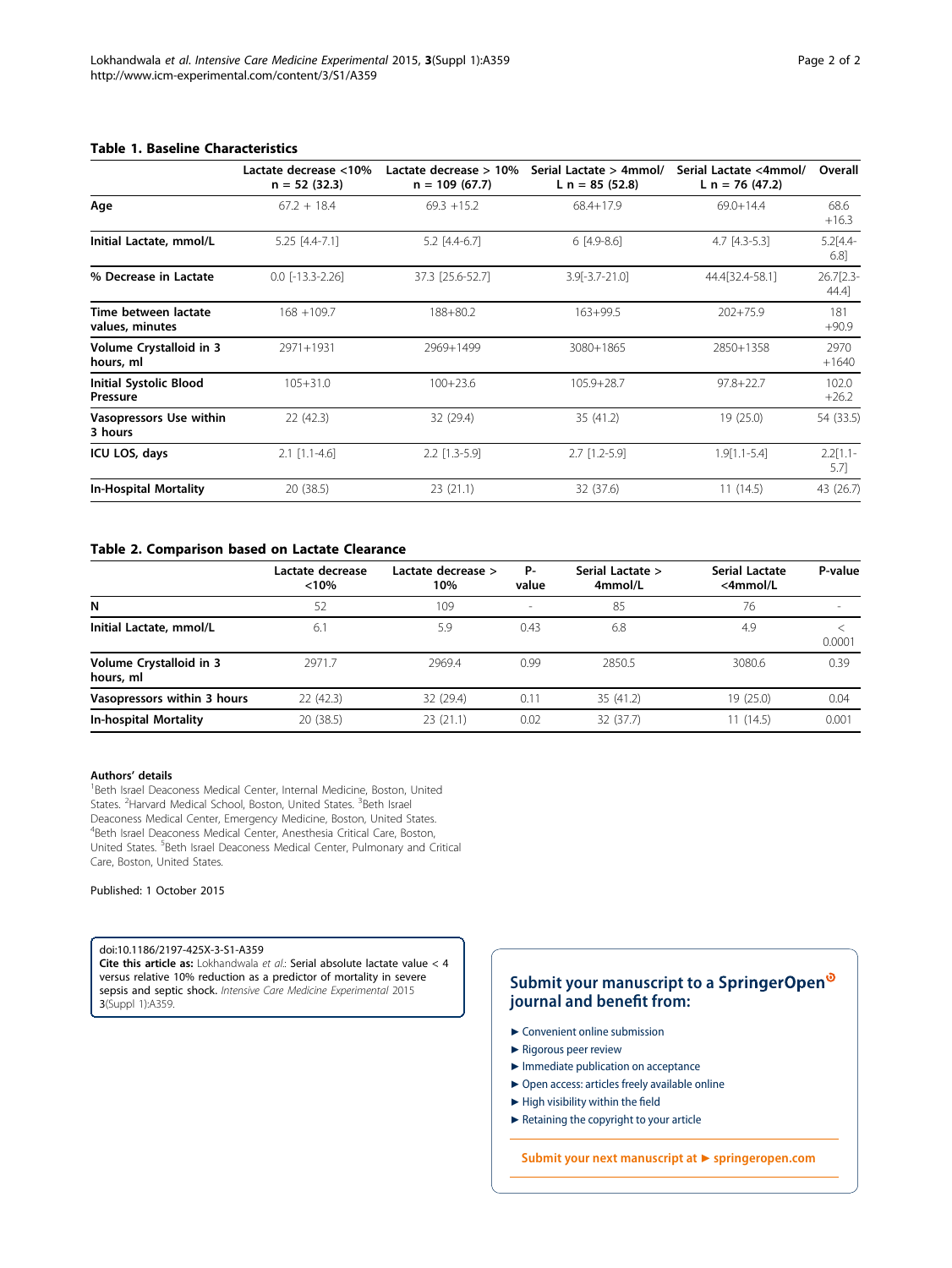**Table 1. Baseline Characteristics**

| | Lactate decrease <10% n = 52 (32.3) | Lactate decrease > 10% n = 109 (67.7) | Serial Lactate > 4mmol/ L n = 85 (52.8) | Serial Lactate <4mmol/ L n = 76 (47.2) | Overall |
|---|---|---|---|---|---|
| **Age** | 67.2 + 18.4 | 69.3 +15.2 | 68.4+17.9 | 69.0+14.4 | 68.6 +16.3 |
| **Initial Lactate, mmol/L** | 5.25 [4.4-7.1] | 5.2 [4.4-6.7] | 6 [4.9-8.6] | 4.7 [4.3-5.3] | 5.2[4.4-6.8] |
| **% Decrease in Lactate** | 0.0 [-13.3-2.26] | 37.3 [25.6-52.7] | 3.9[-3.7-21.0] | 44.4[32.4-58.1] | 26.7[2.3-44.4] |
| **Time between lactate values, minutes** | 168 +109.7 | 188+80.2 | 163+99.5 | 202+75.9 | 181 +90.9 |
| **Volume Crystalloid in 3 hours, ml** | 2971+1931 | 2969+1499 | 3080+1865 | 2850+1358 | 2970 +1640 |
| **Initial Systolic Blood Pressure** | 105+31.0 | 100+23.6 | 105.9+28.7 | 97.8+22.7 | 102.0 +26.2 |
| **Vasopressors Use within 3 hours** | 22 (42.3) | 32 (29.4) | 35 (41.2) | 19 (25.0) | 54 (33.5) |
| **ICU LOS, days** | 2.1 [1.1-4.6] | 2.2 [1.3-5.9] | 2.7 [1.2-5.9] | 1.9[1.1-5.4] | 2.2[1.1-5.7] |
| **In-Hospital Mortality** | 20 (38.5) | 23 (21.1) | 32 (37.6) | 11 (14.5) | 43 (26.7) |

**Table 2. Comparison based on Lactate Clearance**

| | Lactate decrease <10% | Lactate decrease > 10% | P-value | Serial Lactate > 4mmol/L | Serial Lactate <4mmol/L | P-value |
|---|---|---|---|---|---|---|
| **N** | 52 | 109 | - | 85 | 76 | - |
| **Initial Lactate, mmol/L** | 6.1 | 5.9 | 0.43 | 6.8 | 4.9 | < 0.0001 |
| **Volume Crystalloid in 3 hours, ml** | 2971.7 | 2969.4 | 0.99 | 2850.5 | 3080.6 | 0.39 |
| **Vasopressors within 3 hours** | 22 (42.3) | 32 (29.4) | 0.11 | 35 (41.2) | 19 (25.0) | 0.04 |
| **In-hospital Mortality** | 20 (38.5) | 23 (21.1) | 0.02 | 32 (37.7) | 11 (14.5) | 0.001 |

**Authors' details**

[1]Beth Israel Deaconess Medical Center, Internal Medicine, Boston, United States. [2]Harvard Medical School, Boston, United States. [3]Beth Israel Deaconess Medical Center, Emergency Medicine, Boston, United States. [4]Beth Israel Deaconess Medical Center, Anesthesia Critical Care, Boston, United States. [5]Beth Israel Deaconess Medical Center, Pulmonary and Critical Care, Boston, United States.

Published: 1 October 2015

doi:10.1186/2197-425X-3-S1-A359

**Cite this article as:** Lokhandwala *et al.*: Serial absolute lactate value < 4 versus relative 10% reduction as a predictor of mortality in severe sepsis and septic shock. *Intensive Care Medicine Experimental* 2015 3(Suppl 1):A359.

**Submit your manuscript to a SpringerOpen journal and benefit from:**

- ► Convenient online submission
- ► Rigorous peer review
- ► Immediate publication on acceptance
- ► Open access: articles freely available online
- ► High visibility within the field
- ► Retaining the copyright to your article

**Submit your next manuscript at ► springeropen.com**